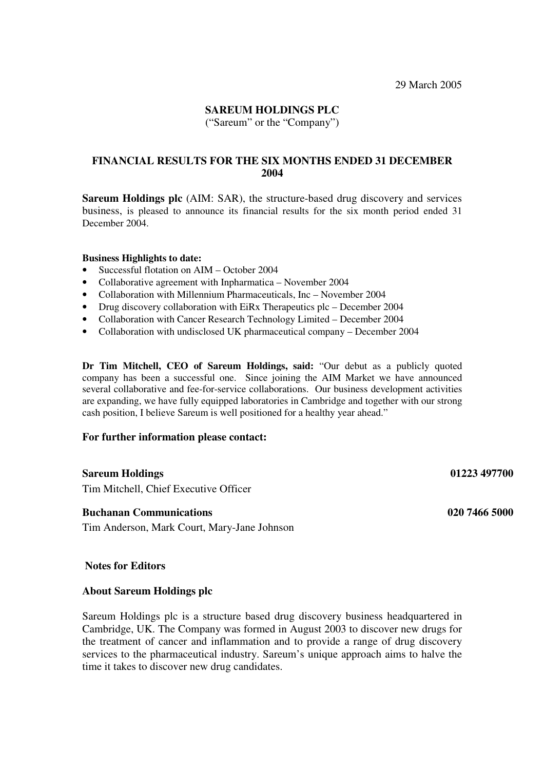29 March 2005

# SAREUM HOLDINGS PLC

("Sareum" or the "Company")

## FINANCIAL RESULTS FOR THE SIX MONTHS ENDED 31 DECEMBER 2004

**Sareum Holdings plc** (AIM: SAR), the structure-based drug discovery and services business, is pleased to announce its financial results for the six month period ended 31 December 2004.

**Business Highlights to date:**

- Successful flotation on AIM – October 2004
- Collaborative agreement with Inpharmatica – November 2004
- Collaboration with Millennium Pharmaceuticals, Inc – November 2004
- Drug discovery collaboration with EiRx Therapeutics plc – December 2004
- Collaboration with Cancer Research Technology Limited – December 2004
- Collaboration with undisclosed UK pharmaceutical company – December 2004

**Dr Tim Mitchell, CEO of Sareum Holdings, said:** "Our debut as a publicly quoted company has been a successful one. Since joining the AIM Market we have announced several collaborative and fee-for-service collaborations. Our business development activities are expanding, we have fully equipped laboratories in Cambridge and together with our strong cash position, I believe Sareum is well positioned for a healthy year ahead."

**For further information please contact:**

**Sareum Holdings** **01223 497700**
Tim Mitchell, Chief Executive Officer

**Buchanan Communications** **020 7466 5000**
Tim Anderson, Mark Court, Mary-Jane Johnson

**Notes for Editors**

**About Sareum Holdings plc**

Sareum Holdings plc is a structure based drug discovery business headquartered in Cambridge, UK. The Company was formed in August 2003 to discover new drugs for the treatment of cancer and inflammation and to provide a range of drug discovery services to the pharmaceutical industry. Sareum's unique approach aims to halve the time it takes to discover new drug candidates.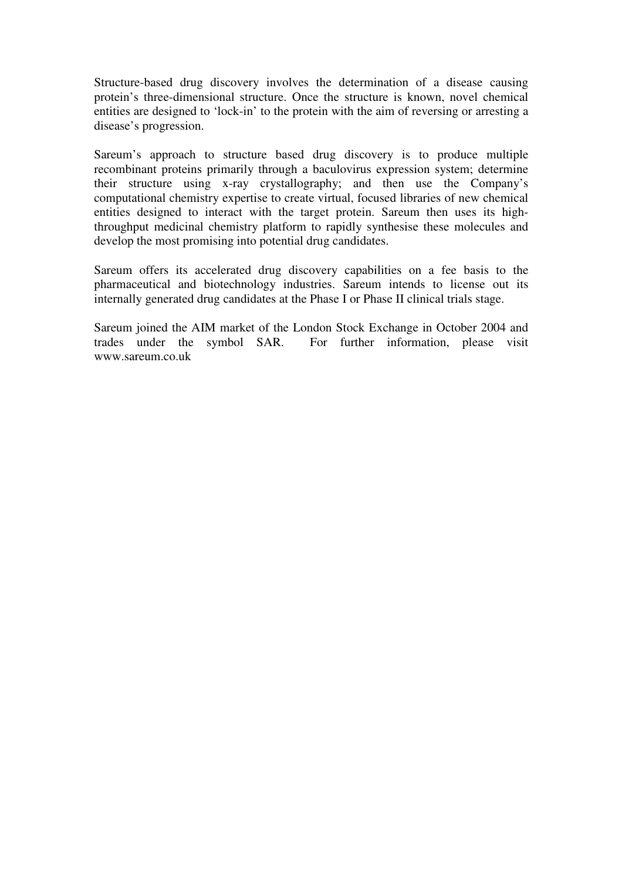Structure-based drug discovery involves the determination of a disease causing protein's three-dimensional structure. Once the structure is known, novel chemical entities are designed to 'lock-in' to the protein with the aim of reversing or arresting a disease's progression.

Sareum's approach to structure based drug discovery is to produce multiple recombinant proteins primarily through a baculovirus expression system; determine their structure using x-ray crystallography; and then use the Company's computational chemistry expertise to create virtual, focused libraries of new chemical entities designed to interact with the target protein. Sareum then uses its high-throughput medicinal chemistry platform to rapidly synthesise these molecules and develop the most promising into potential drug candidates.

Sareum offers its accelerated drug discovery capabilities on a fee basis to the pharmaceutical and biotechnology industries. Sareum intends to license out its internally generated drug candidates at the Phase I or Phase II clinical trials stage.

Sareum joined the AIM market of the London Stock Exchange in October 2004 and trades under the symbol SAR. For further information, please visit www.sareum.co.uk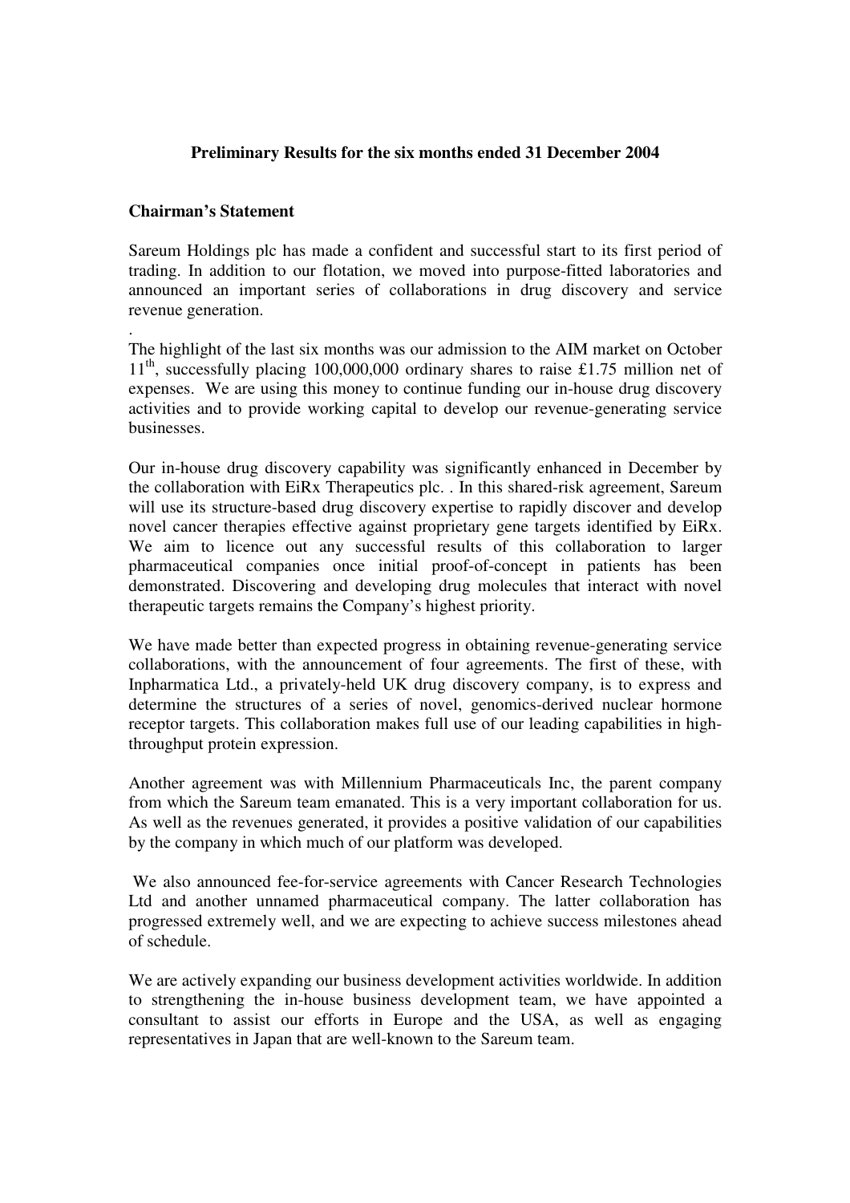**Preliminary Results for the six months ended 31 December 2004**

**Chairman's Statement**

Sareum Holdings plc has made a confident and successful start to its first period of trading. In addition to our flotation, we moved into purpose-fitted laboratories and announced an important series of collaborations in drug discovery and service revenue generation.

.

The highlight of the last six months was our admission to the AIM market on October 11th, successfully placing 100,000,000 ordinary shares to raise £1.75 million net of expenses. We are using this money to continue funding our in-house drug discovery activities and to provide working capital to develop our revenue-generating service businesses.

Our in-house drug discovery capability was significantly enhanced in December by the collaboration with EiRx Therapeutics plc. . In this shared-risk agreement, Sareum will use its structure-based drug discovery expertise to rapidly discover and develop novel cancer therapies effective against proprietary gene targets identified by EiRx. We aim to licence out any successful results of this collaboration to larger pharmaceutical companies once initial proof-of-concept in patients has been demonstrated. Discovering and developing drug molecules that interact with novel therapeutic targets remains the Company's highest priority.

We have made better than expected progress in obtaining revenue-generating service collaborations, with the announcement of four agreements. The first of these, with Inpharmatica Ltd., a privately-held UK drug discovery company, is to express and determine the structures of a series of novel, genomics-derived nuclear hormone receptor targets. This collaboration makes full use of our leading capabilities in high-throughput protein expression.

Another agreement was with Millennium Pharmaceuticals Inc, the parent company from which the Sareum team emanated. This is a very important collaboration for us. As well as the revenues generated, it provides a positive validation of our capabilities by the company in which much of our platform was developed.

We also announced fee-for-service agreements with Cancer Research Technologies Ltd and another unnamed pharmaceutical company. The latter collaboration has progressed extremely well, and we are expecting to achieve success milestones ahead of schedule.

We are actively expanding our business development activities worldwide. In addition to strengthening the in-house business development team, we have appointed a consultant to assist our efforts in Europe and the USA, as well as engaging representatives in Japan that are well-known to the Sareum team.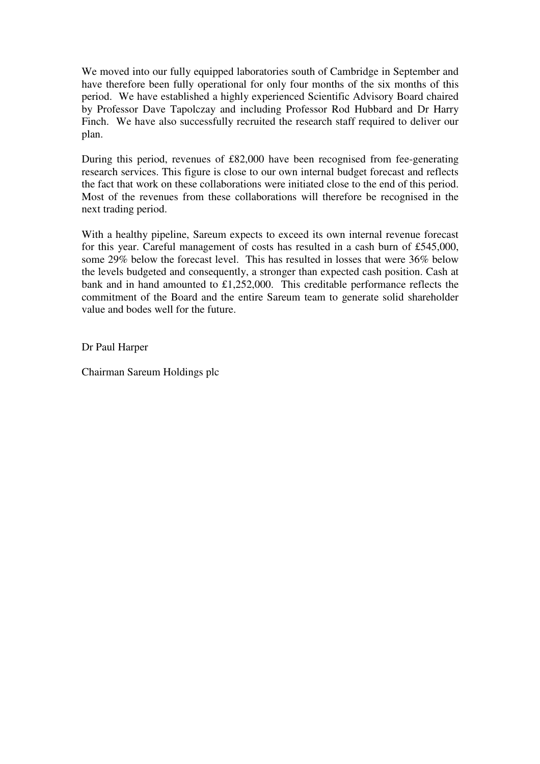We moved into our fully equipped laboratories south of Cambridge in September and have therefore been fully operational for only four months of the six months of this period. We have established a highly experienced Scientific Advisory Board chaired by Professor Dave Tapolczay and including Professor Rod Hubbard and Dr Harry Finch. We have also successfully recruited the research staff required to deliver our plan.

During this period, revenues of £82,000 have been recognised from fee-generating research services. This figure is close to our own internal budget forecast and reflects the fact that work on these collaborations were initiated close to the end of this period. Most of the revenues from these collaborations will therefore be recognised in the next trading period.

With a healthy pipeline, Sareum expects to exceed its own internal revenue forecast for this year. Careful management of costs has resulted in a cash burn of £545,000, some 29% below the forecast level. This has resulted in losses that were 36% below the levels budgeted and consequently, a stronger than expected cash position. Cash at bank and in hand amounted to £1,252,000. This creditable performance reflects the commitment of the Board and the entire Sareum team to generate solid shareholder value and bodes well for the future.

Dr Paul Harper

Chairman Sareum Holdings plc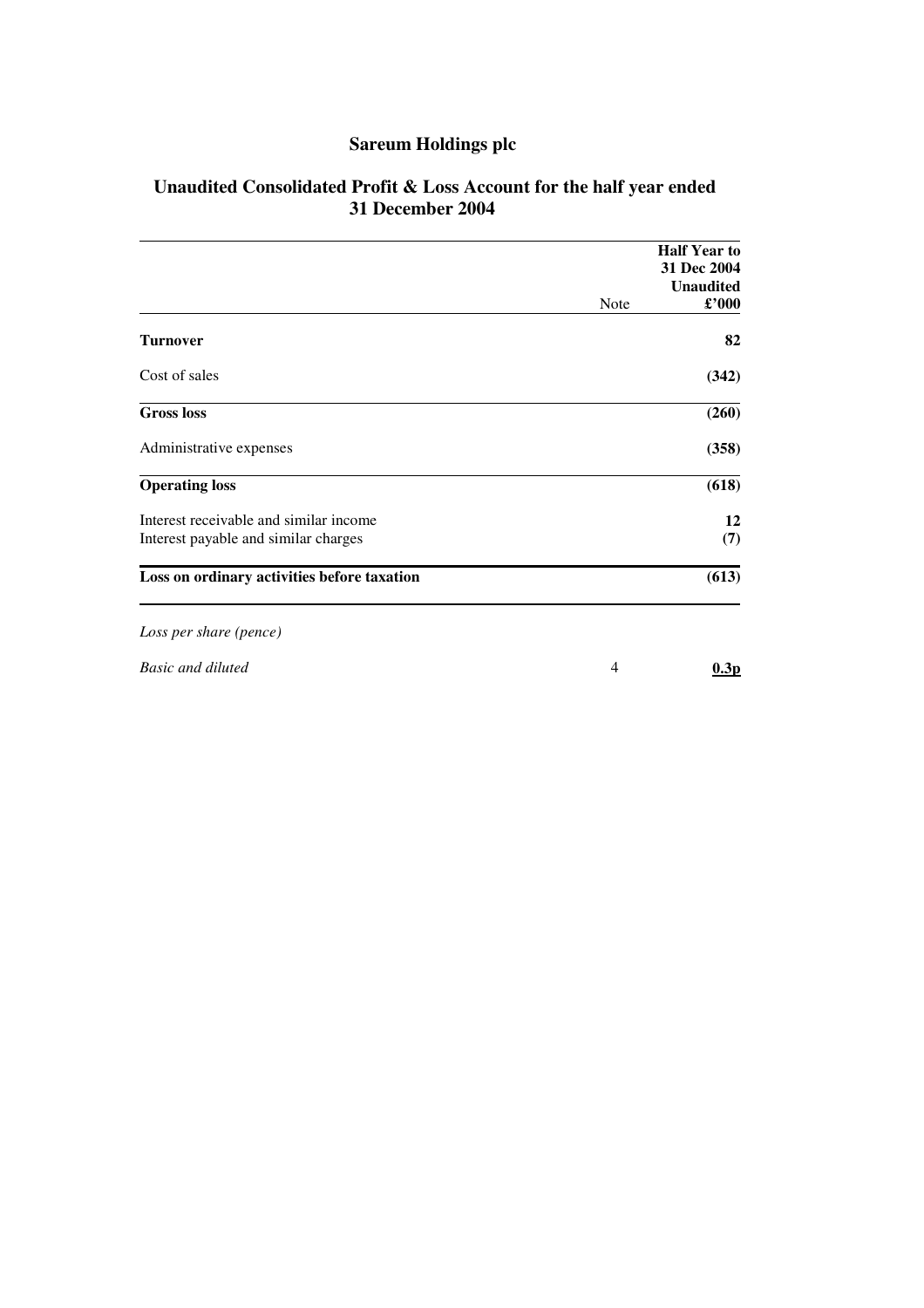# Sareum Holdings plc

## Unaudited Consolidated Profit & Loss Account for the half year ended 31 December 2004

| | Note | Half Year to 31 Dec 2004 Unaudited £'000 |
|---|---|---|
| **Turnover** | | **82** |
| Cost of sales | | **(342)** |
| **Gross loss** | | **(260)** |
| Administrative expenses | | **(358)** |
| **Operating loss** | | **(618)** |
| Interest receivable and similar income | | **12** |
| Interest payable and similar charges | | **(7)** |
| **Loss on ordinary activities before taxation** | | **(613)** |
| *Loss per share (pence)* | | |
| *Basic and diluted* | 4 | **0.3p** |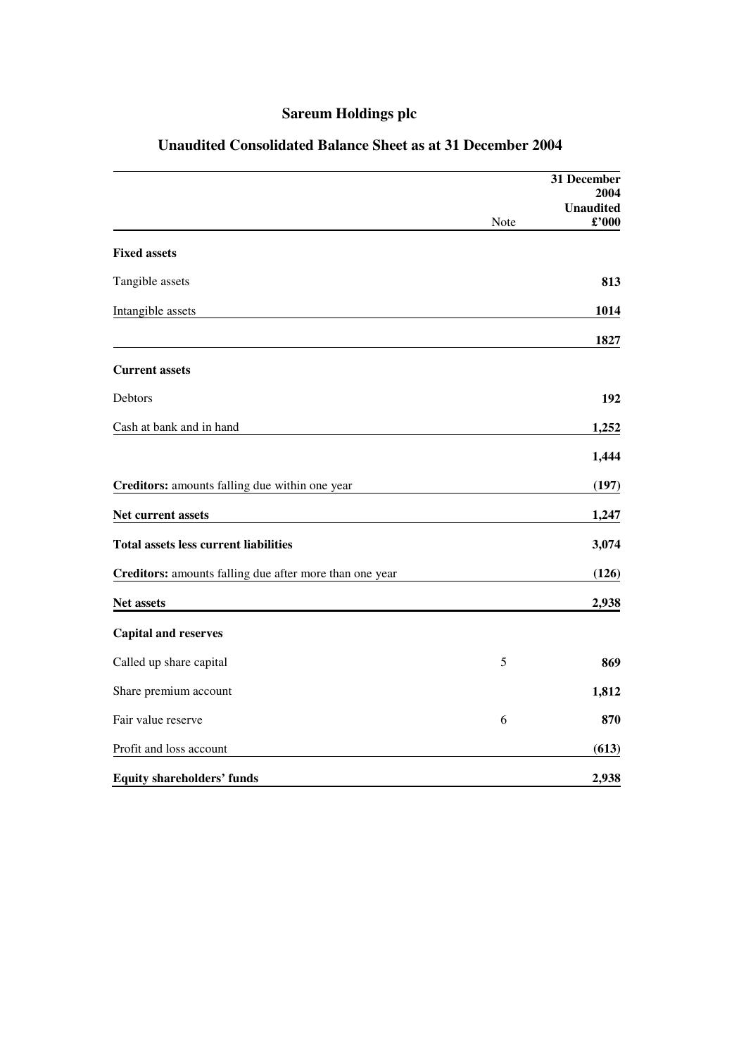# Sareum Holdings plc

## Unaudited Consolidated Balance Sheet as at 31 December 2004

| | Note | 31 December 2004 Unaudited £'000 |
|---|---|---|
| **Fixed assets** | | |
| Tangible assets | | **813** |
| Intangible assets | | **1014** |
| | | **1827** |
| **Current assets** | | |
| Debtors | | **192** |
| Cash at bank and in hand | | **1,252** |
| | | **1,444** |
| **Creditors:** amounts falling due within one year | | **(197)** |
| **Net current assets** | | **1,247** |
| **Total assets less current liabilities** | | **3,074** |
| **Creditors:** amounts falling due after more than one year | | **(126)** |
| **Net assets** | | **2,938** |
| **Capital and reserves** | | |
| Called up share capital | 5 | **869** |
| Share premium account | | **1,812** |
| Fair value reserve | 6 | **870** |
| Profit and loss account | | **(613)** |
| **Equity shareholders' funds** | | **2,938** |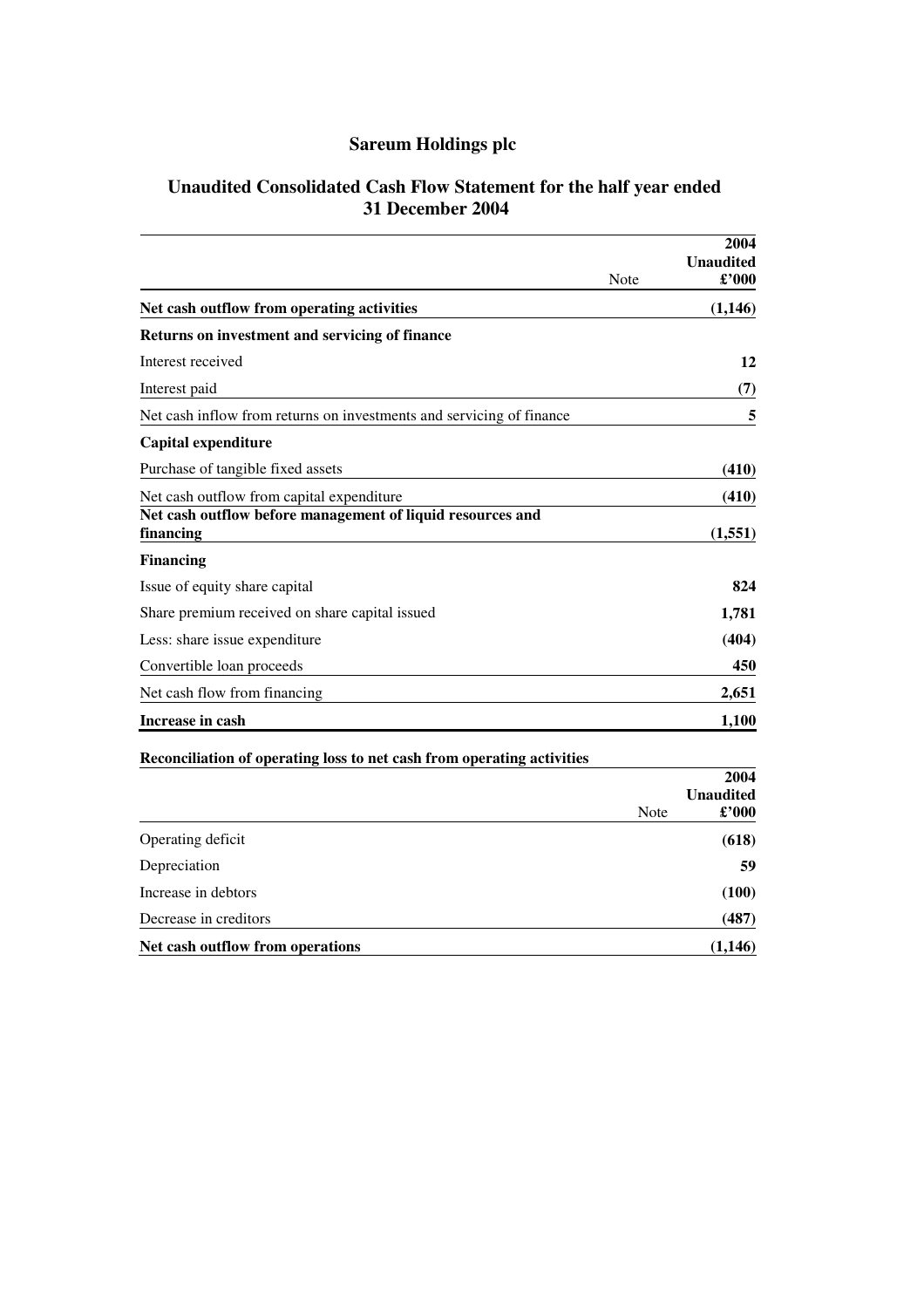# Sareum Holdings plc

## Unaudited Consolidated Cash Flow Statement for the half year ended 31 December 2004

| | Note | 2004 Unaudited £'000 |
|---|---|---|
| **Net cash outflow from operating activities** | | **(1,146)** |
| **Returns on investment and servicing of finance** | | |
| Interest received | | **12** |
| Interest paid | | **(7)** |
| Net cash inflow from returns on investments and servicing of finance | | **5** |
| **Capital expenditure** | | |
| Purchase of tangible fixed assets | | **(410)** |
| Net cash outflow from capital expenditure | | **(410)** |
| **Net cash outflow before management of liquid resources and financing** | | **(1,551)** |
| **Financing** | | |
| Issue of equity share capital | | **824** |
| Share premium received on share capital issued | | **1,781** |
| Less: share issue expenditure | | **(404)** |
| Convertible loan proceeds | | **450** |
| Net cash flow from financing | | **2,651** |
| **Increase in cash** | | **1,100** |

**Reconciliation of operating loss to net cash from operating activities**

| | Note | 2004 Unaudited £'000 |
|---|---|---|
| Operating deficit | | **(618)** |
| Depreciation | | **59** |
| Increase in debtors | | **(100)** |
| Decrease in creditors | | **(487)** |
| **Net cash outflow from operations** | | **(1,146)** |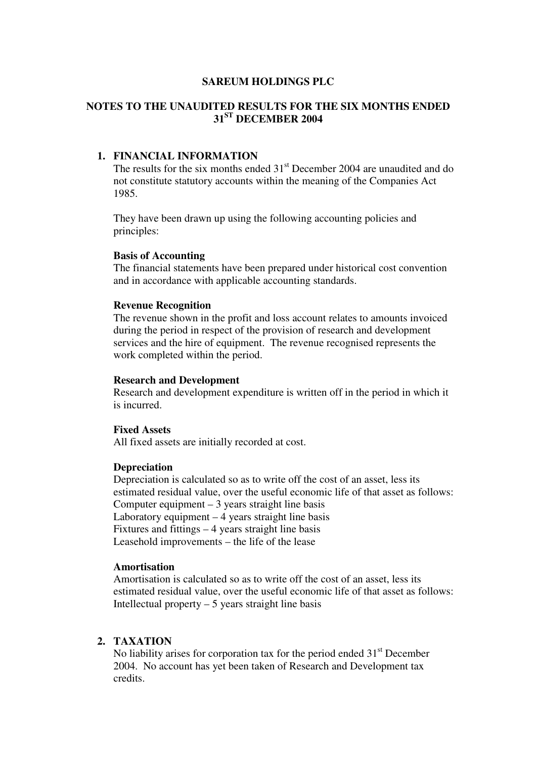# SAREUM HOLDINGS PLC

## NOTES TO THE UNAUDITED RESULTS FOR THE SIX MONTHS ENDED 31ST DECEMBER 2004

### 1. FINANCIAL INFORMATION

The results for the six months ended 31st December 2004 are unaudited and do not constitute statutory accounts within the meaning of the Companies Act 1985.

They have been drawn up using the following accounting policies and principles:

**Basis of Accounting**

The financial statements have been prepared under historical cost convention and in accordance with applicable accounting standards.

**Revenue Recognition**

The revenue shown in the profit and loss account relates to amounts invoiced during the period in respect of the provision of research and development services and the hire of equipment. The revenue recognised represents the work completed within the period.

**Research and Development**

Research and development expenditure is written off in the period in which it is incurred.

**Fixed Assets**

All fixed assets are initially recorded at cost.

**Depreciation**

Depreciation is calculated so as to write off the cost of an asset, less its estimated residual value, over the useful economic life of that asset as follows:
Computer equipment – 3 years straight line basis
Laboratory equipment – 4 years straight line basis
Fixtures and fittings – 4 years straight line basis
Leasehold improvements – the life of the lease

**Amortisation**

Amortisation is calculated so as to write off the cost of an asset, less its estimated residual value, over the useful economic life of that asset as follows:
Intellectual property – 5 years straight line basis

### 2. TAXATION

No liability arises for corporation tax for the period ended 31st December 2004. No account has yet been taken of Research and Development tax credits.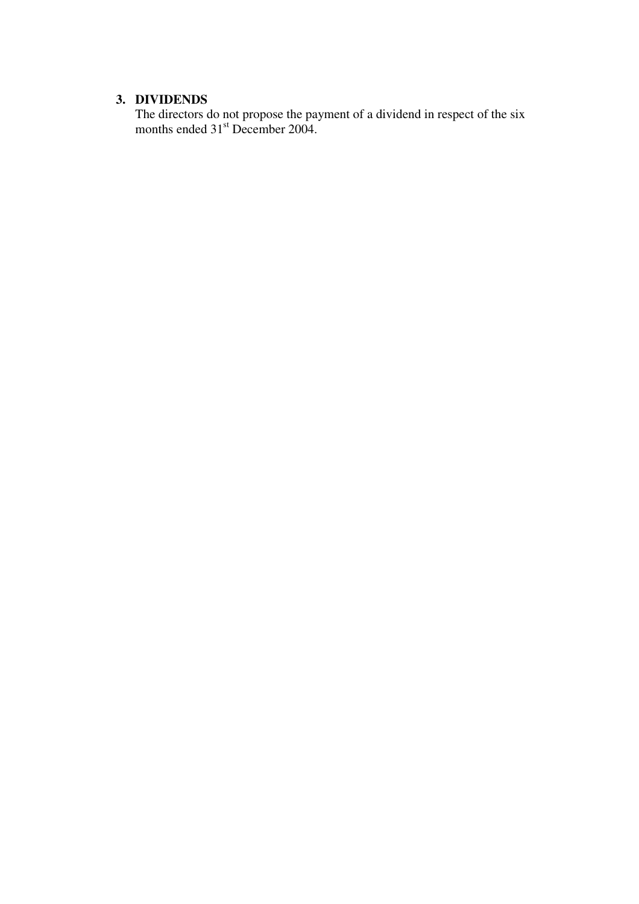### 3. DIVIDENDS

The directors do not propose the payment of a dividend in respect of the six months ended 31st December 2004.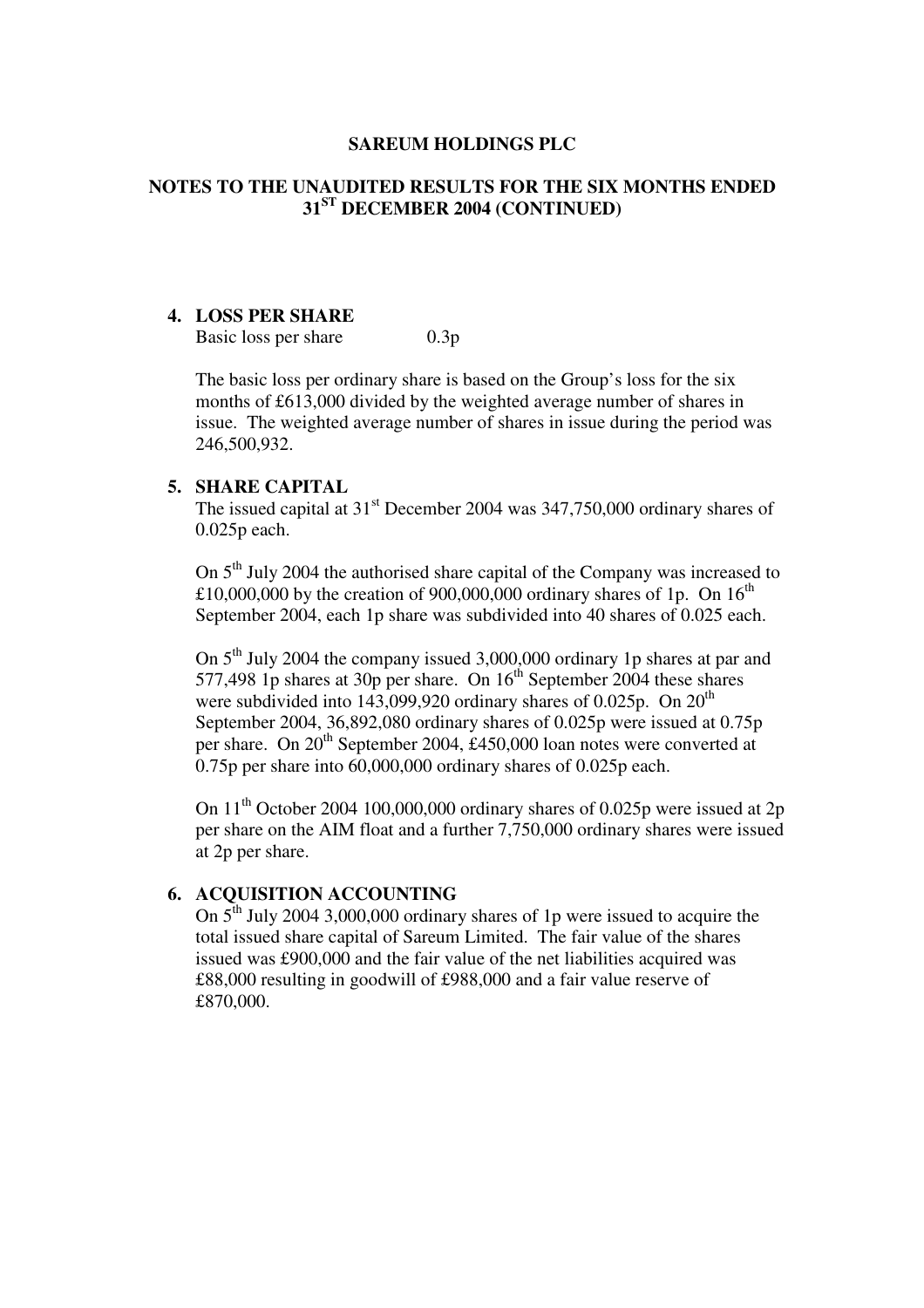**SAREUM HOLDINGS PLC**

**NOTES TO THE UNAUDITED RESULTS FOR THE SIX MONTHS ENDED 31[ST] DECEMBER 2004 (CONTINUED)**

## 4. LOSS PER SHARE

Basic loss per share 0.3p

The basic loss per ordinary share is based on the Group's loss for the six months of £613,000 divided by the weighted average number of shares in issue. The weighted average number of shares in issue during the period was 246,500,932.

## 5. SHARE CAPITAL

The issued capital at 31[st] December 2004 was 347,750,000 ordinary shares of 0.025p each.

On 5[th] July 2004 the authorised share capital of the Company was increased to £10,000,000 by the creation of 900,000,000 ordinary shares of 1p. On 16[th] September 2004, each 1p share was subdivided into 40 shares of 0.025 each.

On 5[th] July 2004 the company issued 3,000,000 ordinary 1p shares at par and 577,498 1p shares at 30p per share. On 16[th] September 2004 these shares were subdivided into 143,099,920 ordinary shares of 0.025p. On 20[th] September 2004, 36,892,080 ordinary shares of 0.025p were issued at 0.75p per share. On 20[th] September 2004, £450,000 loan notes were converted at 0.75p per share into 60,000,000 ordinary shares of 0.025p each.

On 11[th] October 2004 100,000,000 ordinary shares of 0.025p were issued at 2p per share on the AIM float and a further 7,750,000 ordinary shares were issued at 2p per share.

## 6. ACQUISITION ACCOUNTING

On 5[th] July 2004 3,000,000 ordinary shares of 1p were issued to acquire the total issued share capital of Sareum Limited. The fair value of the shares issued was £900,000 and the fair value of the net liabilities acquired was £88,000 resulting in goodwill of £988,000 and a fair value reserve of £870,000.